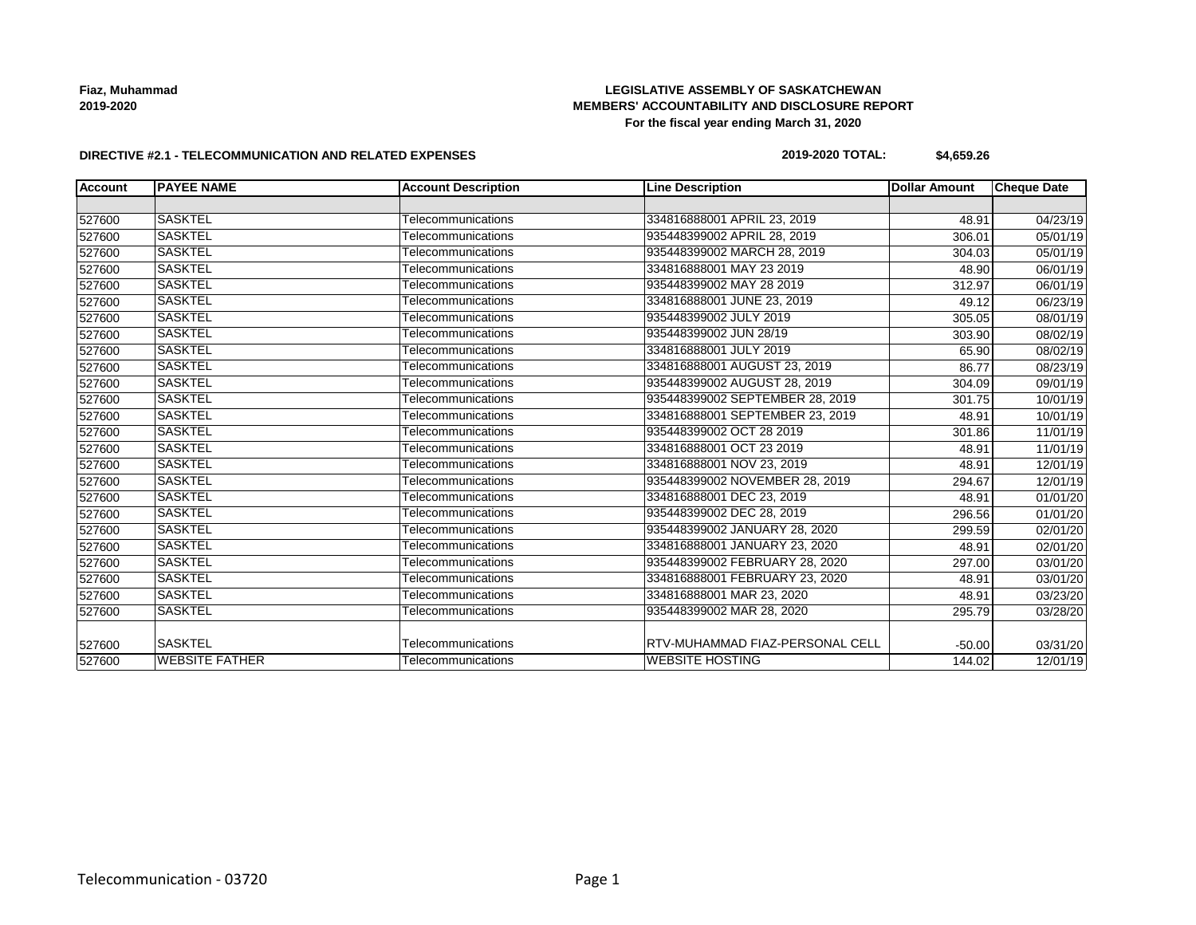**Fiaz, Muhammad**
**2019-2020**

**LEGISLATIVE ASSEMBLY OF SASKATCHEWAN**
**MEMBERS' ACCOUNTABILITY AND DISCLOSURE REPORT**
**For the fiscal year ending March 31, 2020**

**DIRECTIVE #2.1 - TELECOMMUNICATION AND RELATED EXPENSES**

**2019-2020 TOTAL: $4,659.26**

| Account | PAYEE NAME | Account Description | Line Description | Dollar Amount | Cheque Date |
|---|---|---|---|---|---|
| | | | | | |
| 527600 | SASKTEL | Telecommunications | 334816888001 APRIL 23, 2019 | 48.91 | 04/23/19 |
| 527600 | SASKTEL | Telecommunications | 935448399002 APRIL 28, 2019 | 306.01 | 05/01/19 |
| 527600 | SASKTEL | Telecommunications | 935448399002 MARCH 28, 2019 | 304.03 | 05/01/19 |
| 527600 | SASKTEL | Telecommunications | 334816888001 MAY 23 2019 | 48.90 | 06/01/19 |
| 527600 | SASKTEL | Telecommunications | 935448399002 MAY 28 2019 | 312.97 | 06/01/19 |
| 527600 | SASKTEL | Telecommunications | 334816888001 JUNE 23, 2019 | 49.12 | 06/23/19 |
| 527600 | SASKTEL | Telecommunications | 935448399002 JULY 2019 | 305.05 | 08/01/19 |
| 527600 | SASKTEL | Telecommunications | 935448399002 JUN 28/19 | 303.90 | 08/02/19 |
| 527600 | SASKTEL | Telecommunications | 334816888001 JULY 2019 | 65.90 | 08/02/19 |
| 527600 | SASKTEL | Telecommunications | 334816888001 AUGUST 23, 2019 | 86.77 | 08/23/19 |
| 527600 | SASKTEL | Telecommunications | 935448399002 AUGUST 28, 2019 | 304.09 | 09/01/19 |
| 527600 | SASKTEL | Telecommunications | 935448399002 SEPTEMBER 28, 2019 | 301.75 | 10/01/19 |
| 527600 | SASKTEL | Telecommunications | 334816888001 SEPTEMBER 23, 2019 | 48.91 | 10/01/19 |
| 527600 | SASKTEL | Telecommunications | 935448399002 OCT 28 2019 | 301.86 | 11/01/19 |
| 527600 | SASKTEL | Telecommunications | 334816888001 OCT 23 2019 | 48.91 | 11/01/19 |
| 527600 | SASKTEL | Telecommunications | 334816888001 NOV 23, 2019 | 48.91 | 12/01/19 |
| 527600 | SASKTEL | Telecommunications | 935448399002 NOVEMBER 28, 2019 | 294.67 | 12/01/19 |
| 527600 | SASKTEL | Telecommunications | 334816888001 DEC 23, 2019 | 48.91 | 01/01/20 |
| 527600 | SASKTEL | Telecommunications | 935448399002 DEC 28, 2019 | 296.56 | 01/01/20 |
| 527600 | SASKTEL | Telecommunications | 935448399002 JANUARY 28, 2020 | 299.59 | 02/01/20 |
| 527600 | SASKTEL | Telecommunications | 334816888001 JANUARY 23, 2020 | 48.91 | 02/01/20 |
| 527600 | SASKTEL | Telecommunications | 935448399002 FEBRUARY 28, 2020 | 297.00 | 03/01/20 |
| 527600 | SASKTEL | Telecommunications | 334816888001 FEBRUARY 23, 2020 | 48.91 | 03/01/20 |
| 527600 | SASKTEL | Telecommunications | 334816888001 MAR 23, 2020 | 48.91 | 03/23/20 |
| 527600 | SASKTEL | Telecommunications | 935448399002 MAR 28, 2020 | 295.79 | 03/28/20 |
| 527600 | SASKTEL | Telecommunications | RTV-MUHAMMAD FIAZ-PERSONAL CELL | -50.00 | 03/31/20 |
| 527600 | WEBSITE FATHER | Telecommunications | WEBSITE HOSTING | 144.02 | 12/01/19 |

Telecommunication - 03720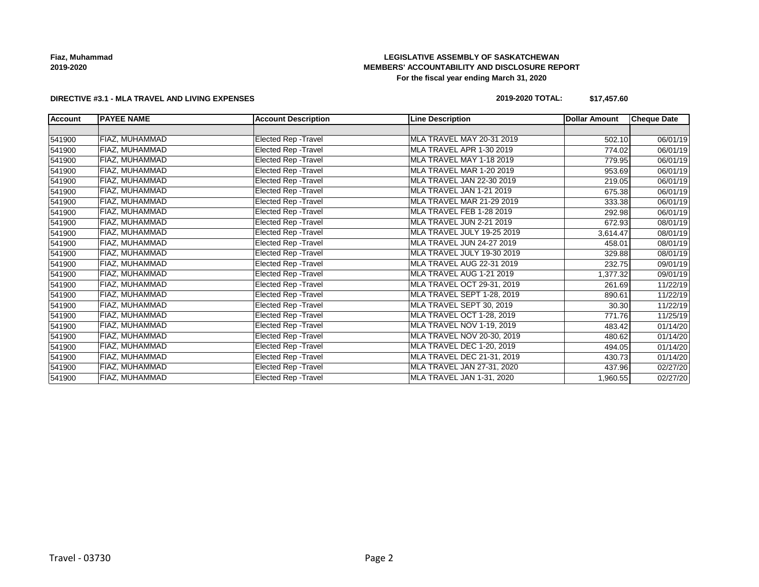**Fiaz, Muhammad**
**2019-2020**

**LEGISLATIVE ASSEMBLY OF SASKATCHEWAN**
**MEMBERS' ACCOUNTABILITY AND DISCLOSURE REPORT**
**For the fiscal year ending March 31, 2020**

**DIRECTIVE #3.1 - MLA TRAVEL AND LIVING EXPENSES**

**2019-2020 TOTAL: $17,457.60**

| Account | PAYEE NAME | Account Description | Line Description | Dollar Amount | Cheque Date |
|---|---|---|---|---|---|
| | | | | | |
| 541900 | FIAZ, MUHAMMAD | Elected Rep -Travel | MLA TRAVEL MAY 20-31 2019 | 502.10 | 06/01/19 |
| 541900 | FIAZ, MUHAMMAD | Elected Rep -Travel | MLA TRAVEL APR 1-30 2019 | 774.02 | 06/01/19 |
| 541900 | FIAZ, MUHAMMAD | Elected Rep -Travel | MLA TRAVEL MAY 1-18 2019 | 779.95 | 06/01/19 |
| 541900 | FIAZ, MUHAMMAD | Elected Rep -Travel | MLA TRAVEL MAR 1-20 2019 | 953.69 | 06/01/19 |
| 541900 | FIAZ, MUHAMMAD | Elected Rep -Travel | MLA TRAVEL JAN 22-30 2019 | 219.05 | 06/01/19 |
| 541900 | FIAZ, MUHAMMAD | Elected Rep -Travel | MLA TRAVEL JAN 1-21 2019 | 675.38 | 06/01/19 |
| 541900 | FIAZ, MUHAMMAD | Elected Rep -Travel | MLA TRAVEL MAR 21-29 2019 | 333.38 | 06/01/19 |
| 541900 | FIAZ, MUHAMMAD | Elected Rep -Travel | MLA TRAVEL FEB 1-28 2019 | 292.98 | 06/01/19 |
| 541900 | FIAZ, MUHAMMAD | Elected Rep -Travel | MLA TRAVEL JUN 2-21 2019 | 672.93 | 08/01/19 |
| 541900 | FIAZ, MUHAMMAD | Elected Rep -Travel | MLA TRAVEL JULY 19-25 2019 | 3,614.47 | 08/01/19 |
| 541900 | FIAZ, MUHAMMAD | Elected Rep -Travel | MLA TRAVEL JUN 24-27 2019 | 458.01 | 08/01/19 |
| 541900 | FIAZ, MUHAMMAD | Elected Rep -Travel | MLA TRAVEL JULY 19-30 2019 | 329.88 | 08/01/19 |
| 541900 | FIAZ, MUHAMMAD | Elected Rep -Travel | MLA TRAVEL AUG 22-31 2019 | 232.75 | 09/01/19 |
| 541900 | FIAZ, MUHAMMAD | Elected Rep -Travel | MLA TRAVEL AUG 1-21 2019 | 1,377.32 | 09/01/19 |
| 541900 | FIAZ, MUHAMMAD | Elected Rep -Travel | MLA TRAVEL OCT 29-31, 2019 | 261.69 | 11/22/19 |
| 541900 | FIAZ, MUHAMMAD | Elected Rep -Travel | MLA TRAVEL SEPT 1-28, 2019 | 890.61 | 11/22/19 |
| 541900 | FIAZ, MUHAMMAD | Elected Rep -Travel | MLA TRAVEL SEPT 30, 2019 | 30.30 | 11/22/19 |
| 541900 | FIAZ, MUHAMMAD | Elected Rep -Travel | MLA TRAVEL OCT 1-28, 2019 | 771.76 | 11/25/19 |
| 541900 | FIAZ, MUHAMMAD | Elected Rep -Travel | MLA TRAVEL NOV 1-19, 2019 | 483.42 | 01/14/20 |
| 541900 | FIAZ, MUHAMMAD | Elected Rep -Travel | MLA TRAVEL NOV 20-30, 2019 | 480.62 | 01/14/20 |
| 541900 | FIAZ, MUHAMMAD | Elected Rep -Travel | MLA TRAVEL DEC 1-20, 2019 | 494.05 | 01/14/20 |
| 541900 | FIAZ, MUHAMMAD | Elected Rep -Travel | MLA TRAVEL DEC 21-31, 2019 | 430.73 | 01/14/20 |
| 541900 | FIAZ, MUHAMMAD | Elected Rep -Travel | MLA TRAVEL JAN 27-31, 2020 | 437.96 | 02/27/20 |
| 541900 | FIAZ, MUHAMMAD | Elected Rep -Travel | MLA TRAVEL JAN 1-31, 2020 | 1,960.55 | 02/27/20 |

Travel - 03730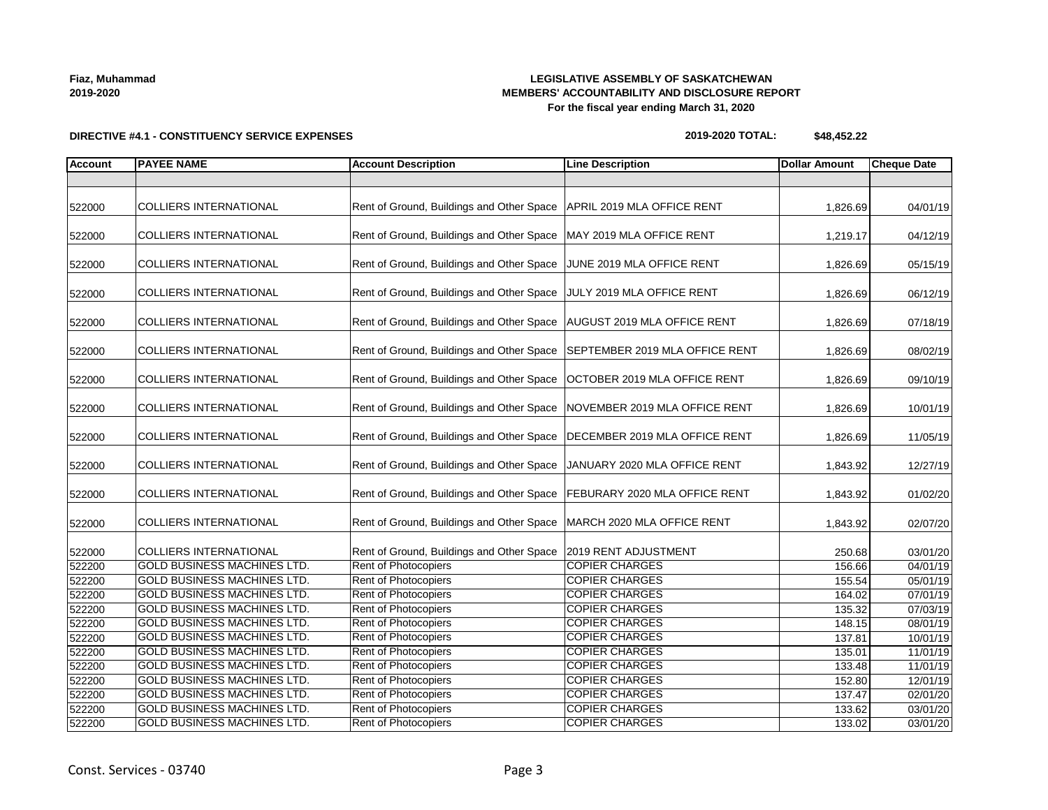**Fiaz, Muhammad**
**2019-2020**

**LEGISLATIVE ASSEMBLY OF SASKATCHEWAN**
**MEMBERS' ACCOUNTABILITY AND DISCLOSURE REPORT**
**For the fiscal year ending March 31, 2020**

**DIRECTIVE #4.1 - CONSTITUENCY SERVICE EXPENSES**

**2019-2020 TOTAL: $48,452.22**

| Account | PAYEE NAME | Account Description | Line Description | Dollar Amount | Cheque Date |
|---|---|---|---|---|---|
| | | | | | |
| 522000 | COLLIERS INTERNATIONAL | Rent of Ground, Buildings and Other Space | APRIL 2019 MLA OFFICE RENT | 1,826.69 | 04/01/19 |
| 522000 | COLLIERS INTERNATIONAL | Rent of Ground, Buildings and Other Space | MAY 2019 MLA OFFICE RENT | 1,219.17 | 04/12/19 |
| 522000 | COLLIERS INTERNATIONAL | Rent of Ground, Buildings and Other Space | JUNE 2019 MLA OFFICE RENT | 1,826.69 | 05/15/19 |
| 522000 | COLLIERS INTERNATIONAL | Rent of Ground, Buildings and Other Space | JULY 2019 MLA OFFICE RENT | 1,826.69 | 06/12/19 |
| 522000 | COLLIERS INTERNATIONAL | Rent of Ground, Buildings and Other Space | AUGUST 2019 MLA OFFICE RENT | 1,826.69 | 07/18/19 |
| 522000 | COLLIERS INTERNATIONAL | Rent of Ground, Buildings and Other Space | SEPTEMBER 2019 MLA OFFICE RENT | 1,826.69 | 08/02/19 |
| 522000 | COLLIERS INTERNATIONAL | Rent of Ground, Buildings and Other Space | OCTOBER 2019 MLA OFFICE RENT | 1,826.69 | 09/10/19 |
| 522000 | COLLIERS INTERNATIONAL | Rent of Ground, Buildings and Other Space | NOVEMBER 2019 MLA OFFICE RENT | 1,826.69 | 10/01/19 |
| 522000 | COLLIERS INTERNATIONAL | Rent of Ground, Buildings and Other Space | DECEMBER 2019 MLA OFFICE RENT | 1,826.69 | 11/05/19 |
| 522000 | COLLIERS INTERNATIONAL | Rent of Ground, Buildings and Other Space | JANUARY 2020 MLA OFFICE RENT | 1,843.92 | 12/27/19 |
| 522000 | COLLIERS INTERNATIONAL | Rent of Ground, Buildings and Other Space | FEBURARY 2020 MLA OFFICE RENT | 1,843.92 | 01/02/20 |
| 522000 | COLLIERS INTERNATIONAL | Rent of Ground, Buildings and Other Space | MARCH 2020 MLA OFFICE RENT | 1,843.92 | 02/07/20 |
| 522000 | COLLIERS INTERNATIONAL | Rent of Ground, Buildings and Other Space | 2019 RENT ADJUSTMENT | 250.68 | 03/01/20 |
| 522200 | GOLD BUSINESS MACHINES LTD. | Rent of Photocopiers | COPIER CHARGES | 156.66 | 04/01/19 |
| 522200 | GOLD BUSINESS MACHINES LTD. | Rent of Photocopiers | COPIER CHARGES | 155.54 | 05/01/19 |
| 522200 | GOLD BUSINESS MACHINES LTD. | Rent of Photocopiers | COPIER CHARGES | 164.02 | 07/01/19 |
| 522200 | GOLD BUSINESS MACHINES LTD. | Rent of Photocopiers | COPIER CHARGES | 135.32 | 07/03/19 |
| 522200 | GOLD BUSINESS MACHINES LTD. | Rent of Photocopiers | COPIER CHARGES | 148.15 | 08/01/19 |
| 522200 | GOLD BUSINESS MACHINES LTD. | Rent of Photocopiers | COPIER CHARGES | 137.81 | 10/01/19 |
| 522200 | GOLD BUSINESS MACHINES LTD. | Rent of Photocopiers | COPIER CHARGES | 135.01 | 11/01/19 |
| 522200 | GOLD BUSINESS MACHINES LTD. | Rent of Photocopiers | COPIER CHARGES | 133.48 | 11/01/19 |
| 522200 | GOLD BUSINESS MACHINES LTD. | Rent of Photocopiers | COPIER CHARGES | 152.80 | 12/01/19 |
| 522200 | GOLD BUSINESS MACHINES LTD. | Rent of Photocopiers | COPIER CHARGES | 137.47 | 02/01/20 |
| 522200 | GOLD BUSINESS MACHINES LTD. | Rent of Photocopiers | COPIER CHARGES | 133.62 | 03/01/20 |
| 522200 | GOLD BUSINESS MACHINES LTD. | Rent of Photocopiers | COPIER CHARGES | 133.02 | 03/01/20 |

Const. Services - 03740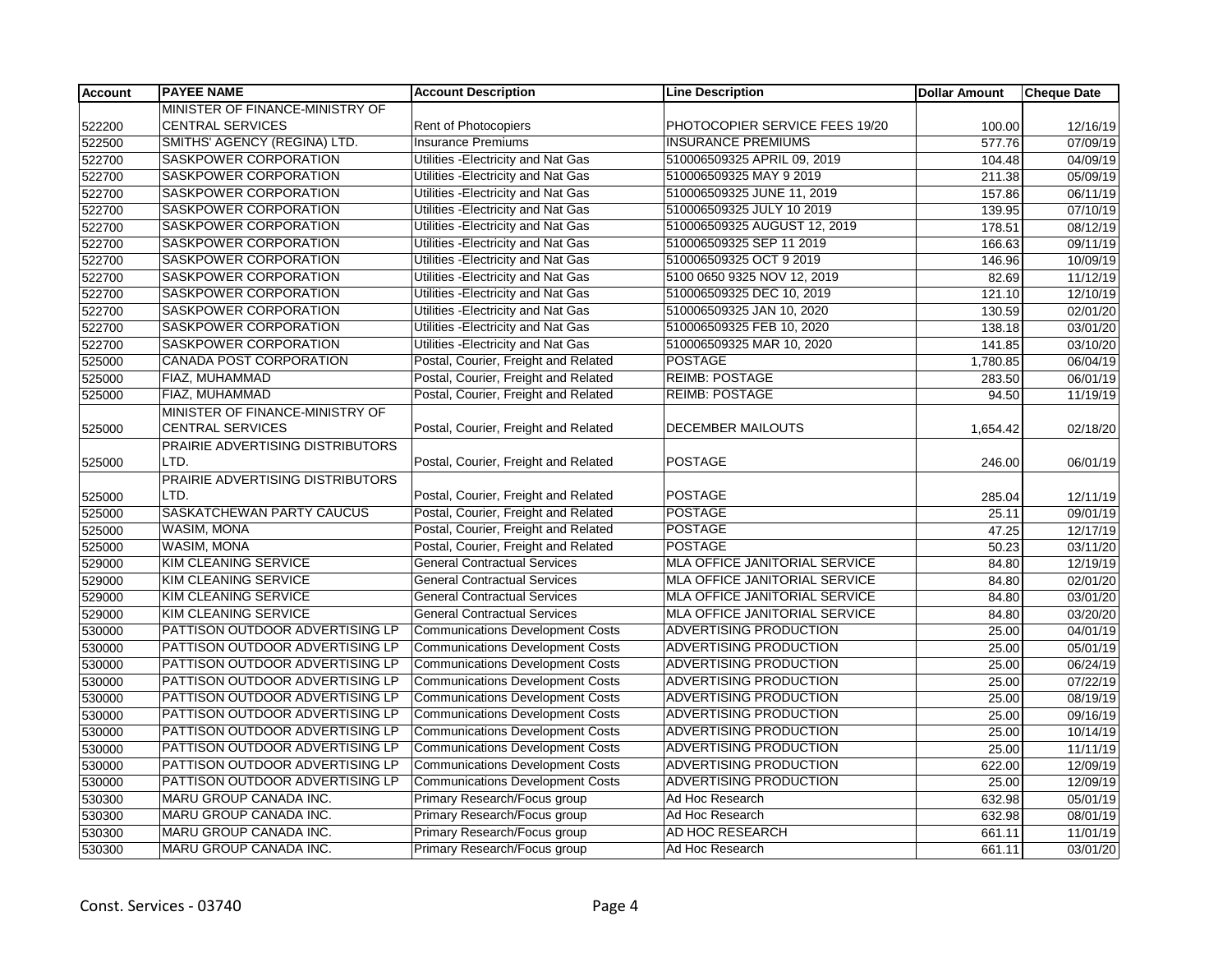| Account | PAYEE NAME | Account Description | Line Description | Dollar Amount | Cheque Date |
|---|---|---|---|---|---|
| 522200 | MINISTER OF FINANCE-MINISTRY OF CENTRAL SERVICES | Rent of Photocopiers | PHOTOCOPIER SERVICE FEES 19/20 | 100.00 | 12/16/19 |
| 522500 | SMITHS' AGENCY (REGINA) LTD. | Insurance Premiums | INSURANCE PREMIUMS | 577.76 | 07/09/19 |
| 522700 | SASKPOWER CORPORATION | Utilities -Electricity and Nat Gas | 510006509325 APRIL 09, 2019 | 104.48 | 04/09/19 |
| 522700 | SASKPOWER CORPORATION | Utilities -Electricity and Nat Gas | 510006509325 MAY 9 2019 | 211.38 | 05/09/19 |
| 522700 | SASKPOWER CORPORATION | Utilities -Electricity and Nat Gas | 510006509325 JUNE 11, 2019 | 157.86 | 06/11/19 |
| 522700 | SASKPOWER CORPORATION | Utilities -Electricity and Nat Gas | 510006509325 JULY 10 2019 | 139.95 | 07/10/19 |
| 522700 | SASKPOWER CORPORATION | Utilities -Electricity and Nat Gas | 510006509325 AUGUST 12, 2019 | 178.51 | 08/12/19 |
| 522700 | SASKPOWER CORPORATION | Utilities -Electricity and Nat Gas | 510006509325 SEP 11 2019 | 166.63 | 09/11/19 |
| 522700 | SASKPOWER CORPORATION | Utilities -Electricity and Nat Gas | 510006509325 OCT 9 2019 | 146.96 | 10/09/19 |
| 522700 | SASKPOWER CORPORATION | Utilities -Electricity and Nat Gas | 5100 0650 9325 NOV 12, 2019 | 82.69 | 11/12/19 |
| 522700 | SASKPOWER CORPORATION | Utilities -Electricity and Nat Gas | 510006509325 DEC 10, 2019 | 121.10 | 12/10/19 |
| 522700 | SASKPOWER CORPORATION | Utilities -Electricity and Nat Gas | 510006509325 JAN 10, 2020 | 130.59 | 02/01/20 |
| 522700 | SASKPOWER CORPORATION | Utilities -Electricity and Nat Gas | 510006509325 FEB 10, 2020 | 138.18 | 03/01/20 |
| 522700 | SASKPOWER CORPORATION | Utilities -Electricity and Nat Gas | 510006509325 MAR 10, 2020 | 141.85 | 03/10/20 |
| 525000 | CANADA POST CORPORATION | Postal, Courier, Freight and Related | POSTAGE | 1,780.85 | 06/04/19 |
| 525000 | FIAZ, MUHAMMAD | Postal, Courier, Freight and Related | REIMB: POSTAGE | 283.50 | 06/01/19 |
| 525000 | FIAZ, MUHAMMAD | Postal, Courier, Freight and Related | REIMB: POSTAGE | 94.50 | 11/19/19 |
| 525000 | MINISTER OF FINANCE-MINISTRY OF CENTRAL SERVICES | Postal, Courier, Freight and Related | DECEMBER MAILOUTS | 1,654.42 | 02/18/20 |
| 525000 | PRAIRIE ADVERTISING DISTRIBUTORS LTD. | Postal, Courier, Freight and Related | POSTAGE | 246.00 | 06/01/19 |
| 525000 | PRAIRIE ADVERTISING DISTRIBUTORS LTD. | Postal, Courier, Freight and Related | POSTAGE | 285.04 | 12/11/19 |
| 525000 | SASKATCHEWAN PARTY CAUCUS | Postal, Courier, Freight and Related | POSTAGE | 25.11 | 09/01/19 |
| 525000 | WASIM, MONA | Postal, Courier, Freight and Related | POSTAGE | 47.25 | 12/17/19 |
| 525000 | WASIM, MONA | Postal, Courier, Freight and Related | POSTAGE | 50.23 | 03/11/20 |
| 529000 | KIM CLEANING SERVICE | General Contractual Services | MLA OFFICE JANITORIAL SERVICE | 84.80 | 12/19/19 |
| 529000 | KIM CLEANING SERVICE | General Contractual Services | MLA OFFICE JANITORIAL SERVICE | 84.80 | 02/01/20 |
| 529000 | KIM CLEANING SERVICE | General Contractual Services | MLA OFFICE JANITORIAL SERVICE | 84.80 | 03/01/20 |
| 529000 | KIM CLEANING SERVICE | General Contractual Services | MLA OFFICE JANITORIAL SERVICE | 84.80 | 03/20/20 |
| 530000 | PATTISON OUTDOOR ADVERTISING LP | Communications Development Costs | ADVERTISING PRODUCTION | 25.00 | 04/01/19 |
| 530000 | PATTISON OUTDOOR ADVERTISING LP | Communications Development Costs | ADVERTISING PRODUCTION | 25.00 | 05/01/19 |
| 530000 | PATTISON OUTDOOR ADVERTISING LP | Communications Development Costs | ADVERTISING PRODUCTION | 25.00 | 06/24/19 |
| 530000 | PATTISON OUTDOOR ADVERTISING LP | Communications Development Costs | ADVERTISING PRODUCTION | 25.00 | 07/22/19 |
| 530000 | PATTISON OUTDOOR ADVERTISING LP | Communications Development Costs | ADVERTISING PRODUCTION | 25.00 | 08/19/19 |
| 530000 | PATTISON OUTDOOR ADVERTISING LP | Communications Development Costs | ADVERTISING PRODUCTION | 25.00 | 09/16/19 |
| 530000 | PATTISON OUTDOOR ADVERTISING LP | Communications Development Costs | ADVERTISING PRODUCTION | 25.00 | 10/14/19 |
| 530000 | PATTISON OUTDOOR ADVERTISING LP | Communications Development Costs | ADVERTISING PRODUCTION | 25.00 | 11/11/19 |
| 530000 | PATTISON OUTDOOR ADVERTISING LP | Communications Development Costs | ADVERTISING PRODUCTION | 622.00 | 12/09/19 |
| 530000 | PATTISON OUTDOOR ADVERTISING LP | Communications Development Costs | ADVERTISING PRODUCTION | 25.00 | 12/09/19 |
| 530300 | MARU GROUP CANADA INC. | Primary Research/Focus group | Ad Hoc Research | 632.98 | 05/01/19 |
| 530300 | MARU GROUP CANADA INC. | Primary Research/Focus group | Ad Hoc Research | 632.98 | 08/01/19 |
| 530300 | MARU GROUP CANADA INC. | Primary Research/Focus group | AD HOC RESEARCH | 661.11 | 11/01/19 |
| 530300 | MARU GROUP CANADA INC. | Primary Research/Focus group | Ad Hoc Research | 661.11 | 03/01/20 |

Const. Services - 03740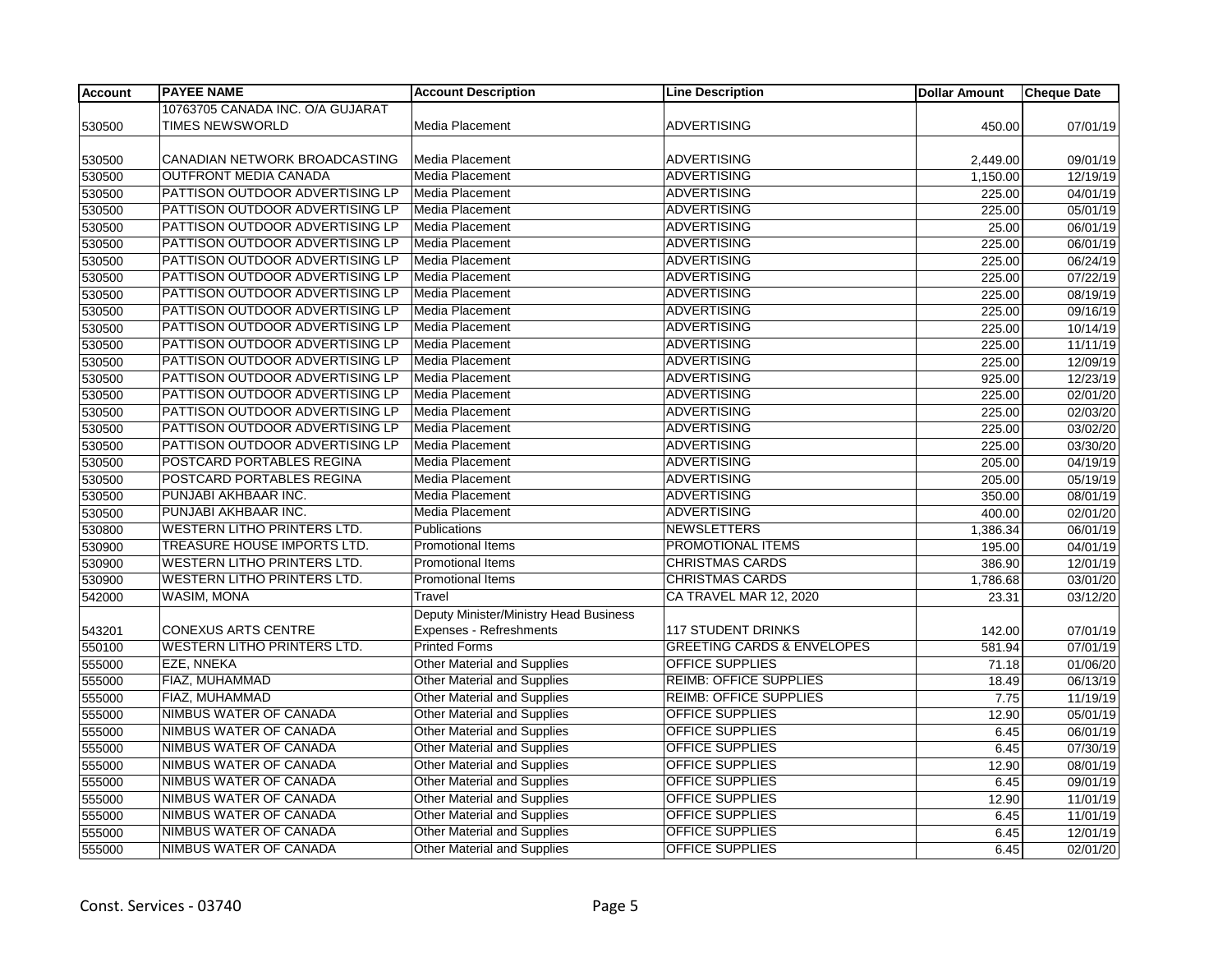| Account | PAYEE NAME | Account Description | Line Description | Dollar Amount | Cheque Date |
|---|---|---|---|---|---|
| 530500 | 10763705 CANADA INC. O/A GUJARAT TIMES NEWSWORLD | Media Placement | ADVERTISING | 450.00 | 07/01/19 |
| 530500 | CANADIAN NETWORK BROADCASTING | Media Placement | ADVERTISING | 2,449.00 | 09/01/19 |
| 530500 | OUTFRONT MEDIA CANADA | Media Placement | ADVERTISING | 1,150.00 | 12/19/19 |
| 530500 | PATTISON OUTDOOR ADVERTISING LP | Media Placement | ADVERTISING | 225.00 | 04/01/19 |
| 530500 | PATTISON OUTDOOR ADVERTISING LP | Media Placement | ADVERTISING | 225.00 | 05/01/19 |
| 530500 | PATTISON OUTDOOR ADVERTISING LP | Media Placement | ADVERTISING | 25.00 | 06/01/19 |
| 530500 | PATTISON OUTDOOR ADVERTISING LP | Media Placement | ADVERTISING | 225.00 | 06/01/19 |
| 530500 | PATTISON OUTDOOR ADVERTISING LP | Media Placement | ADVERTISING | 225.00 | 06/24/19 |
| 530500 | PATTISON OUTDOOR ADVERTISING LP | Media Placement | ADVERTISING | 225.00 | 07/22/19 |
| 530500 | PATTISON OUTDOOR ADVERTISING LP | Media Placement | ADVERTISING | 225.00 | 08/19/19 |
| 530500 | PATTISON OUTDOOR ADVERTISING LP | Media Placement | ADVERTISING | 225.00 | 09/16/19 |
| 530500 | PATTISON OUTDOOR ADVERTISING LP | Media Placement | ADVERTISING | 225.00 | 10/14/19 |
| 530500 | PATTISON OUTDOOR ADVERTISING LP | Media Placement | ADVERTISING | 225.00 | 11/11/19 |
| 530500 | PATTISON OUTDOOR ADVERTISING LP | Media Placement | ADVERTISING | 225.00 | 12/09/19 |
| 530500 | PATTISON OUTDOOR ADVERTISING LP | Media Placement | ADVERTISING | 925.00 | 12/23/19 |
| 530500 | PATTISON OUTDOOR ADVERTISING LP | Media Placement | ADVERTISING | 225.00 | 02/01/20 |
| 530500 | PATTISON OUTDOOR ADVERTISING LP | Media Placement | ADVERTISING | 225.00 | 02/03/20 |
| 530500 | PATTISON OUTDOOR ADVERTISING LP | Media Placement | ADVERTISING | 225.00 | 03/02/20 |
| 530500 | PATTISON OUTDOOR ADVERTISING LP | Media Placement | ADVERTISING | 225.00 | 03/30/20 |
| 530500 | POSTCARD PORTABLES REGINA | Media Placement | ADVERTISING | 205.00 | 04/19/19 |
| 530500 | POSTCARD PORTABLES REGINA | Media Placement | ADVERTISING | 205.00 | 05/19/19 |
| 530500 | PUNJABI AKHBAAR INC. | Media Placement | ADVERTISING | 350.00 | 08/01/19 |
| 530500 | PUNJABI AKHBAAR INC. | Media Placement | ADVERTISING | 400.00 | 02/01/20 |
| 530800 | WESTERN LITHO PRINTERS LTD. | Publications | NEWSLETTERS | 1,386.34 | 06/01/19 |
| 530900 | TREASURE HOUSE IMPORTS LTD. | Promotional Items | PROMOTIONAL ITEMS | 195.00 | 04/01/19 |
| 530900 | WESTERN LITHO PRINTERS LTD. | Promotional Items | CHRISTMAS CARDS | 386.90 | 12/01/19 |
| 530900 | WESTERN LITHO PRINTERS LTD. | Promotional Items | CHRISTMAS CARDS | 1,786.68 | 03/01/20 |
| 542000 | WASIM, MONA | Travel | CA TRAVEL MAR 12, 2020 | 23.31 | 03/12/20 |
| 543201 | CONEXUS ARTS CENTRE | Deputy Minister/Ministry Head Business Expenses - Refreshments | 117 STUDENT DRINKS | 142.00 | 07/01/19 |
| 550100 | WESTERN LITHO PRINTERS LTD. | Printed Forms | GREETING CARDS & ENVELOPES | 581.94 | 07/01/19 |
| 555000 | EZE, NNEKA | Other Material and Supplies | OFFICE SUPPLIES | 71.18 | 01/06/20 |
| 555000 | FIAZ, MUHAMMAD | Other Material and Supplies | REIMB: OFFICE SUPPLIES | 18.49 | 06/13/19 |
| 555000 | FIAZ, MUHAMMAD | Other Material and Supplies | REIMB: OFFICE SUPPLIES | 7.75 | 11/19/19 |
| 555000 | NIMBUS WATER OF CANADA | Other Material and Supplies | OFFICE SUPPLIES | 12.90 | 05/01/19 |
| 555000 | NIMBUS WATER OF CANADA | Other Material and Supplies | OFFICE SUPPLIES | 6.45 | 06/01/19 |
| 555000 | NIMBUS WATER OF CANADA | Other Material and Supplies | OFFICE SUPPLIES | 6.45 | 07/30/19 |
| 555000 | NIMBUS WATER OF CANADA | Other Material and Supplies | OFFICE SUPPLIES | 12.90 | 08/01/19 |
| 555000 | NIMBUS WATER OF CANADA | Other Material and Supplies | OFFICE SUPPLIES | 6.45 | 09/01/19 |
| 555000 | NIMBUS WATER OF CANADA | Other Material and Supplies | OFFICE SUPPLIES | 12.90 | 11/01/19 |
| 555000 | NIMBUS WATER OF CANADA | Other Material and Supplies | OFFICE SUPPLIES | 6.45 | 11/01/19 |
| 555000 | NIMBUS WATER OF CANADA | Other Material and Supplies | OFFICE SUPPLIES | 6.45 | 12/01/19 |
| 555000 | NIMBUS WATER OF CANADA | Other Material and Supplies | OFFICE SUPPLIES | 6.45 | 02/01/20 |

Const. Services - 03740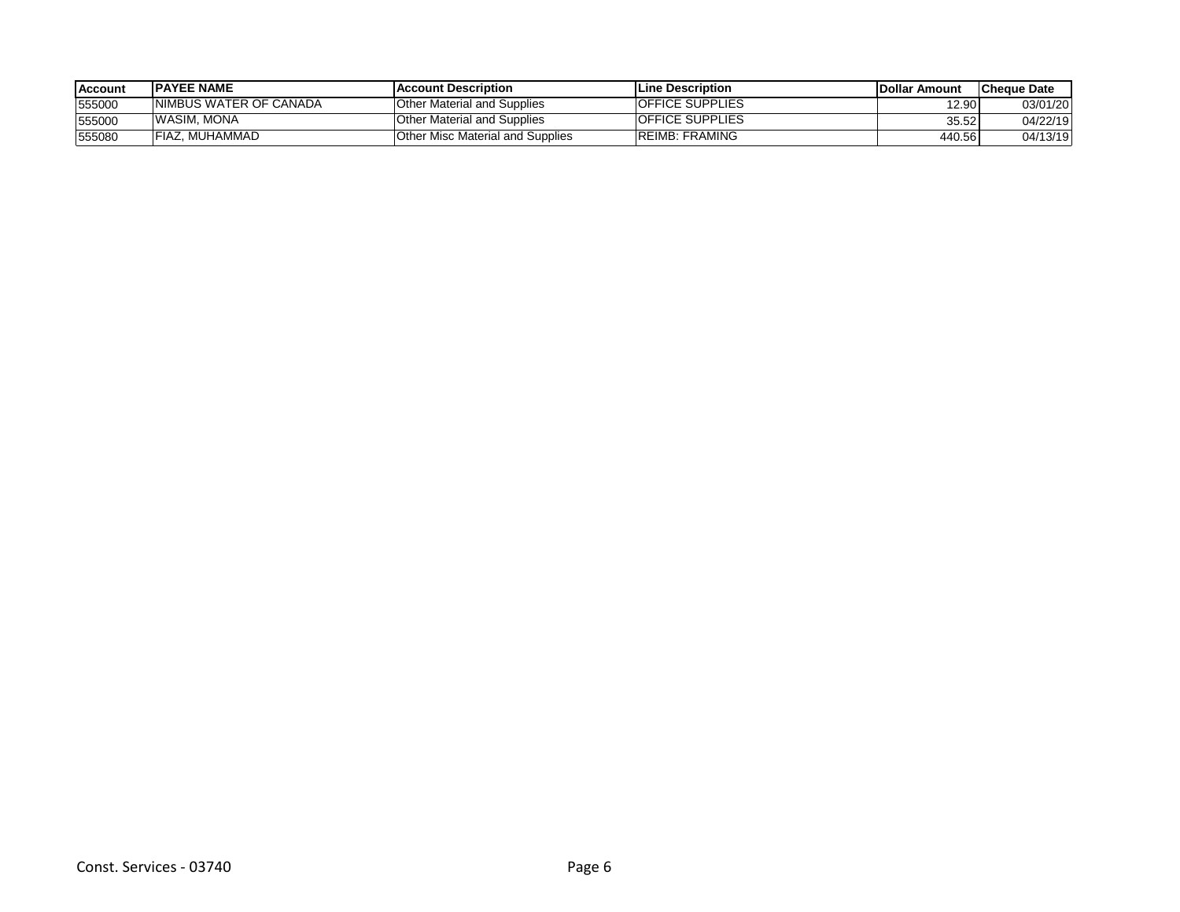| Account | PAYEE NAME | Account Description | Line Description | Dollar Amount | Cheque Date |
|---|---|---|---|---|---|
| 555000 | NIMBUS WATER OF CANADA | Other Material and Supplies | OFFICE SUPPLIES | 12.90 | 03/01/20 |
| 555000 | WASIM, MONA | Other Material and Supplies | OFFICE SUPPLIES | 35.52 | 04/22/19 |
| 555080 | FIAZ, MUHAMMAD | Other Misc Material and Supplies | REIMB: FRAMING | 440.56 | 04/13/19 |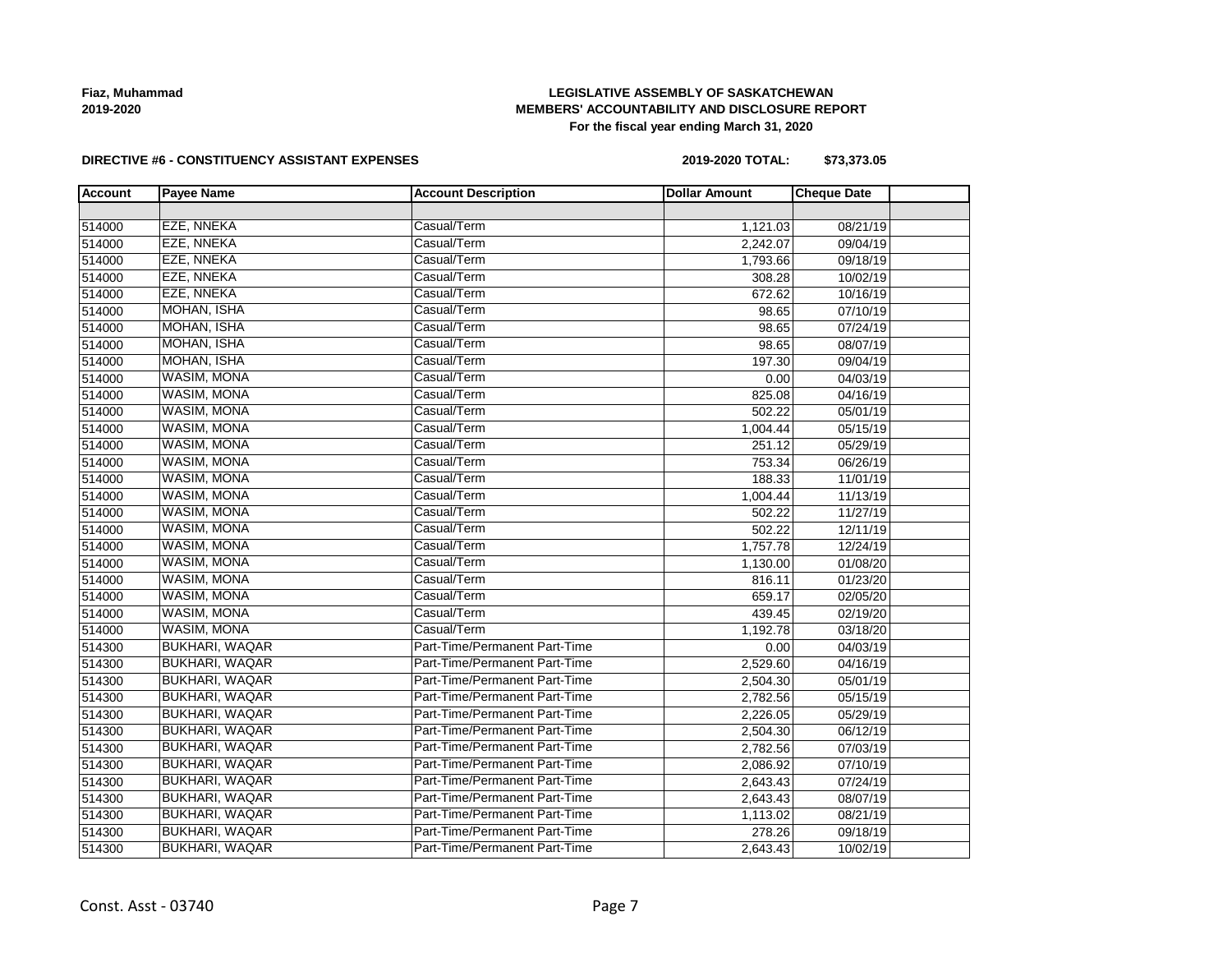Fiaz, Muhammad
2019-2020

**LEGISLATIVE ASSEMBLY OF SASKATCHEWAN**
**MEMBERS' ACCOUNTABILITY AND DISCLOSURE REPORT**
**For the fiscal year ending March 31, 2020**

**DIRECTIVE #6 - CONSTITUENCY ASSISTANT EXPENSES**

**2019-2020 TOTAL: $73,373.05**

| Account | Payee Name | Account Description | Dollar Amount | Cheque Date | |
|---|---|---|---|---|---|
| | | | | | |
| 514000 | EZE, NNEKA | Casual/Term | 1,121.03 | 08/21/19 | |
| 514000 | EZE, NNEKA | Casual/Term | 2,242.07 | 09/04/19 | |
| 514000 | EZE, NNEKA | Casual/Term | 1,793.66 | 09/18/19 | |
| 514000 | EZE, NNEKA | Casual/Term | 308.28 | 10/02/19 | |
| 514000 | EZE, NNEKA | Casual/Term | 672.62 | 10/16/19 | |
| 514000 | MOHAN, ISHA | Casual/Term | 98.65 | 07/10/19 | |
| 514000 | MOHAN, ISHA | Casual/Term | 98.65 | 07/24/19 | |
| 514000 | MOHAN, ISHA | Casual/Term | 98.65 | 08/07/19 | |
| 514000 | MOHAN, ISHA | Casual/Term | 197.30 | 09/04/19 | |
| 514000 | WASIM, MONA | Casual/Term | 0.00 | 04/03/19 | |
| 514000 | WASIM, MONA | Casual/Term | 825.08 | 04/16/19 | |
| 514000 | WASIM, MONA | Casual/Term | 502.22 | 05/01/19 | |
| 514000 | WASIM, MONA | Casual/Term | 1,004.44 | 05/15/19 | |
| 514000 | WASIM, MONA | Casual/Term | 251.12 | 05/29/19 | |
| 514000 | WASIM, MONA | Casual/Term | 753.34 | 06/26/19 | |
| 514000 | WASIM, MONA | Casual/Term | 188.33 | 11/01/19 | |
| 514000 | WASIM, MONA | Casual/Term | 1,004.44 | 11/13/19 | |
| 514000 | WASIM, MONA | Casual/Term | 502.22 | 11/27/19 | |
| 514000 | WASIM, MONA | Casual/Term | 502.22 | 12/11/19 | |
| 514000 | WASIM, MONA | Casual/Term | 1,757.78 | 12/24/19 | |
| 514000 | WASIM, MONA | Casual/Term | 1,130.00 | 01/08/20 | |
| 514000 | WASIM, MONA | Casual/Term | 816.11 | 01/23/20 | |
| 514000 | WASIM, MONA | Casual/Term | 659.17 | 02/05/20 | |
| 514000 | WASIM, MONA | Casual/Term | 439.45 | 02/19/20 | |
| 514000 | WASIM, MONA | Casual/Term | 1,192.78 | 03/18/20 | |
| 514300 | BUKHARI, WAQAR | Part-Time/Permanent Part-Time | 0.00 | 04/03/19 | |
| 514300 | BUKHARI, WAQAR | Part-Time/Permanent Part-Time | 2,529.60 | 04/16/19 | |
| 514300 | BUKHARI, WAQAR | Part-Time/Permanent Part-Time | 2,504.30 | 05/01/19 | |
| 514300 | BUKHARI, WAQAR | Part-Time/Permanent Part-Time | 2,782.56 | 05/15/19 | |
| 514300 | BUKHARI, WAQAR | Part-Time/Permanent Part-Time | 2,226.05 | 05/29/19 | |
| 514300 | BUKHARI, WAQAR | Part-Time/Permanent Part-Time | 2,504.30 | 06/12/19 | |
| 514300 | BUKHARI, WAQAR | Part-Time/Permanent Part-Time | 2,782.56 | 07/03/19 | |
| 514300 | BUKHARI, WAQAR | Part-Time/Permanent Part-Time | 2,086.92 | 07/10/19 | |
| 514300 | BUKHARI, WAQAR | Part-Time/Permanent Part-Time | 2,643.43 | 07/24/19 | |
| 514300 | BUKHARI, WAQAR | Part-Time/Permanent Part-Time | 2,643.43 | 08/07/19 | |
| 514300 | BUKHARI, WAQAR | Part-Time/Permanent Part-Time | 1,113.02 | 08/21/19 | |
| 514300 | BUKHARI, WAQAR | Part-Time/Permanent Part-Time | 278.26 | 09/18/19 | |
| 514300 | BUKHARI, WAQAR | Part-Time/Permanent Part-Time | 2,643.43 | 10/02/19 | |

Const. Asst - 03740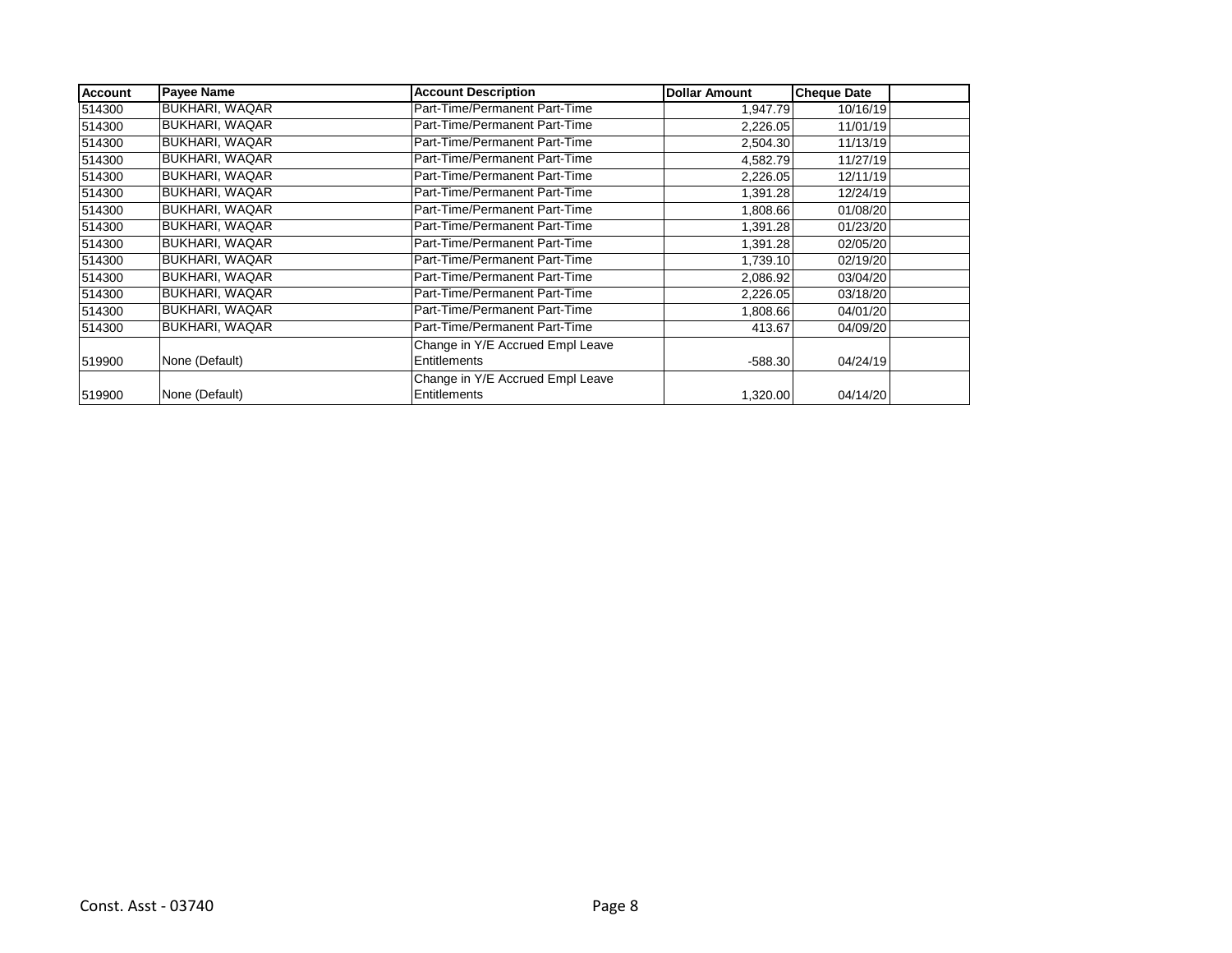| Account | Payee Name | Account Description | Dollar Amount | Cheque Date | |
|---|---|---|---|---|---|
| 514300 | BUKHARI, WAQAR | Part-Time/Permanent Part-Time | 1,947.79 | 10/16/19 | |
| 514300 | BUKHARI, WAQAR | Part-Time/Permanent Part-Time | 2,226.05 | 11/01/19 | |
| 514300 | BUKHARI, WAQAR | Part-Time/Permanent Part-Time | 2,504.30 | 11/13/19 | |
| 514300 | BUKHARI, WAQAR | Part-Time/Permanent Part-Time | 4,582.79 | 11/27/19 | |
| 514300 | BUKHARI, WAQAR | Part-Time/Permanent Part-Time | 2,226.05 | 12/11/19 | |
| 514300 | BUKHARI, WAQAR | Part-Time/Permanent Part-Time | 1,391.28 | 12/24/19 | |
| 514300 | BUKHARI, WAQAR | Part-Time/Permanent Part-Time | 1,808.66 | 01/08/20 | |
| 514300 | BUKHARI, WAQAR | Part-Time/Permanent Part-Time | 1,391.28 | 01/23/20 | |
| 514300 | BUKHARI, WAQAR | Part-Time/Permanent Part-Time | 1,391.28 | 02/05/20 | |
| 514300 | BUKHARI, WAQAR | Part-Time/Permanent Part-Time | 1,739.10 | 02/19/20 | |
| 514300 | BUKHARI, WAQAR | Part-Time/Permanent Part-Time | 2,086.92 | 03/04/20 | |
| 514300 | BUKHARI, WAQAR | Part-Time/Permanent Part-Time | 2,226.05 | 03/18/20 | |
| 514300 | BUKHARI, WAQAR | Part-Time/Permanent Part-Time | 1,808.66 | 04/01/20 | |
| 514300 | BUKHARI, WAQAR | Part-Time/Permanent Part-Time | 413.67 | 04/09/20 | |
| 519900 | None (Default) | Change in Y/E Accrued Empl Leave Entitlements | -588.30 | 04/24/19 | |
| 519900 | None (Default) | Change in Y/E Accrued Empl Leave Entitlements | 1,320.00 | 04/14/20 | |

Const. Asst - 03740